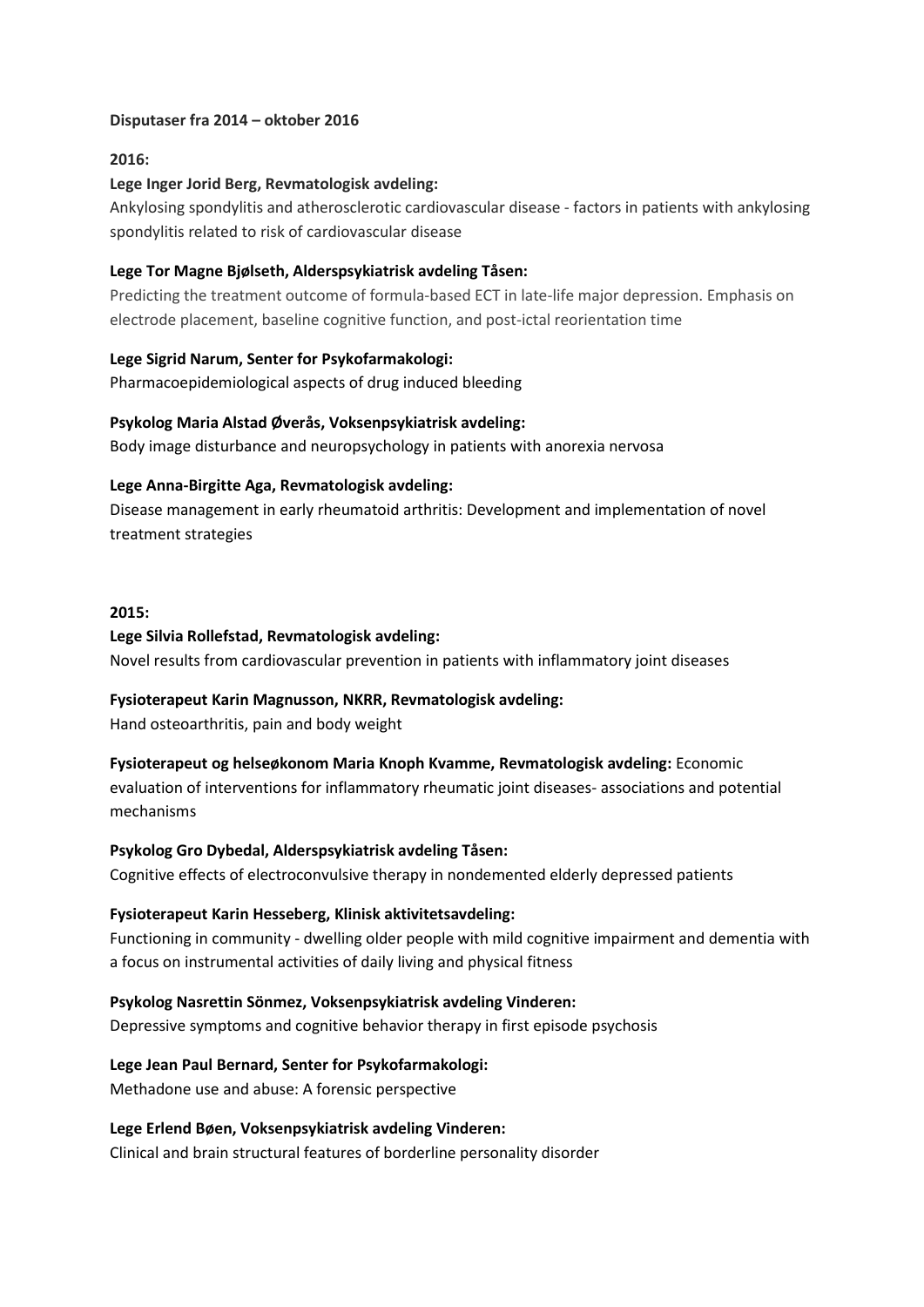**Disputaser fra 2014 – oktober 2016**

**2016:**

**Lege Inger Jorid Berg, Revmatologisk avdeling:**
Ankylosing spondylitis and atherosclerotic cardiovascular disease - factors in patients with ankylosing spondylitis related to risk of cardiovascular disease

**Lege Tor Magne Bjølseth, Alderspsykiatrisk avdeling Tåsen:**
Predicting the treatment outcome of formula-based ECT in late-life major depression. Emphasis on electrode placement, baseline cognitive function, and post-ictal reorientation time

**Lege Sigrid Narum, Senter for Psykofarmakologi:**
Pharmacoepidemiological aspects of drug induced bleeding

**Psykolog Maria Alstad Øverås, Voksenpsykiatrisk avdeling:**
Body image disturbance and neuropsychology in patients with anorexia nervosa

**Lege Anna-Birgitte Aga, Revmatologisk avdeling:**
Disease management in early rheumatoid arthritis: Development and implementation of novel treatment strategies

**2015:**

**Lege Silvia Rollefstad, Revmatologisk avdeling:**
Novel results from cardiovascular prevention in patients with inflammatory joint diseases

**Fysioterapeut Karin Magnusson, NKRR, Revmatologisk avdeling:**
Hand osteoarthritis, pain and body weight

**Fysioterapeut og helseøkonom Maria Knoph Kvamme, Revmatologisk avdeling:** Economic evaluation of interventions for inflammatory rheumatic joint diseases- associations and potential mechanisms

**Psykolog Gro Dybedal, Alderspsykiatrisk avdeling Tåsen:**
Cognitive effects of electroconvulsive therapy in nondemented elderly depressed patients

**Fysioterapeut Karin Hesseberg, Klinisk aktivitetsavdeling:**
Functioning in community - dwelling older people with mild cognitive impairment and dementia with a focus on instrumental activities of daily living and physical fitness

**Psykolog Nasrettin Sönmez, Voksenpsykiatrisk avdeling Vinderen:**
Depressive symptoms and cognitive behavior therapy in first episode psychosis

**Lege Jean Paul Bernard, Senter for Psykofarmakologi:**
Methadone use and abuse: A forensic perspective

**Lege Erlend Bøen, Voksenpsykiatrisk avdeling Vinderen:**
Clinical and brain structural features of borderline personality disorder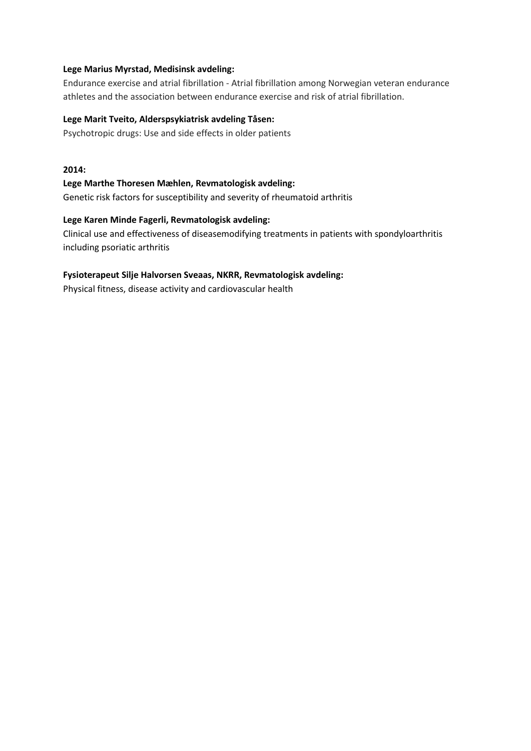**Lege Marius Myrstad, Medisinsk avdeling:**

Endurance exercise and atrial fibrillation - Atrial fibrillation among Norwegian veteran endurance athletes and the association between endurance exercise and risk of atrial fibrillation.

**Lege Marit Tveito, Alderspsykiatrisk avdeling Tåsen:**

Psychotropic drugs: Use and side effects in older patients

**2014:**

**Lege Marthe Thoresen Mæhlen, Revmatologisk avdeling:**

Genetic risk factors for susceptibility and severity of rheumatoid arthritis

**Lege Karen Minde Fagerli, Revmatologisk avdeling:**

Clinical use and effectiveness of diseasemodifying treatments in patients with spondyloarthritis including psoriatic arthritis

**Fysioterapeut Silje Halvorsen Sveaas, NKRR, Revmatologisk avdeling:**

Physical fitness, disease activity and cardiovascular health